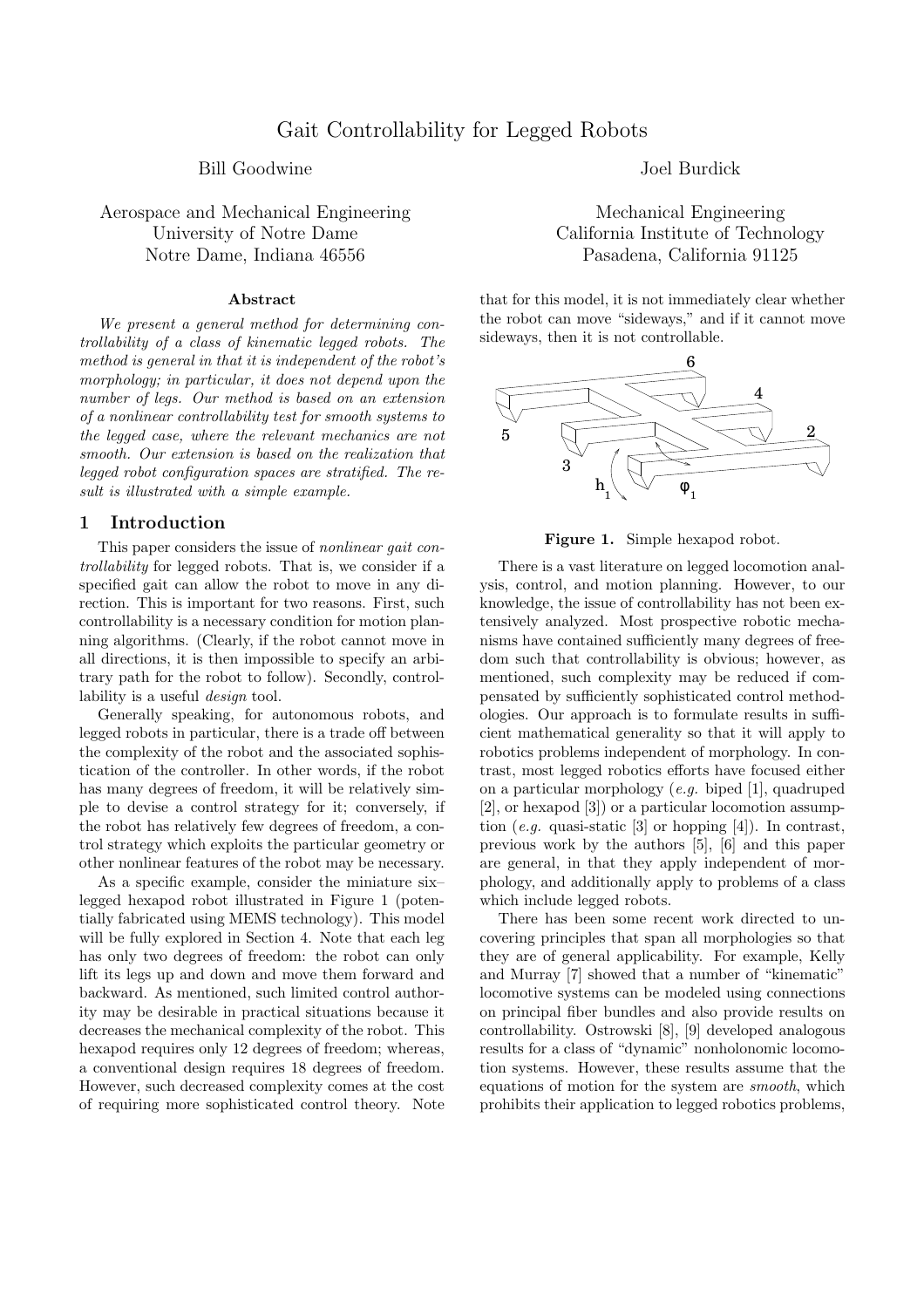# Gait Controllability for Legged Robots

Bill Goodwine
Aerospace and Mechanical Engineering
University of Notre Dame
Notre Dame, Indiana 46556

Joel Burdick
Mechanical Engineering
California Institute of Technology
Pasadena, California 91125

### Abstract

*We present a general method for determining controllability of a class of kinematic legged robots. The method is general in that it is independent of the robot's morphology; in particular, it does not depend upon the number of legs. Our method is based on an extension of a nonlinear controllability test for smooth systems to the legged case, where the relevant mechanics are not smooth. Our extension is based on the realization that legged robot configuration spaces are stratified. The result is illustrated with a simple example.*

## 1 Introduction

This paper considers the issue of *nonlinear gait controllability* for legged robots. That is, we consider if a specified gait can allow the robot to move in any direction. This is important for two reasons. First, such controllability is a necessary condition for motion planning algorithms. (Clearly, if the robot cannot move in all directions, it is then impossible to specify an arbitrary path for the robot to follow). Secondly, controllability is a useful *design* tool.

Generally speaking, for autonomous robots, and legged robots in particular, there is a trade off between the complexity of the robot and the associated sophistication of the controller. In other words, if the robot has many degrees of freedom, it will be relatively simple to devise a control strategy for it; conversely, if the robot has relatively few degrees of freedom, a control strategy which exploits the particular geometry or other nonlinear features of the robot may be necessary.

As a specific example, consider the miniature six–legged hexapod robot illustrated in Figure 1 (potentially fabricated using MEMS technology). This model will be fully explored in Section 4. Note that each leg has only two degrees of freedom: the robot can only lift its legs up and down and move them forward and backward. As mentioned, such limited control authority may be desirable in practical situations because it decreases the mechanical complexity of the robot. This hexapod requires only 12 degrees of freedom; whereas, a conventional design requires 18 degrees of freedom. However, such decreased complexity comes at the cost of requiring more sophisticated control theory. Note that for this model, it is not immediately clear whether the robot can move "sideways," and if it cannot move sideways, then it is not controllable.

**Figure 1.** Simple hexapod robot.

There is a vast literature on legged locomotion analysis, control, and motion planning. However, to our knowledge, the issue of controllability has not been extensively analyzed. Most prospective robotic mechanisms have contained sufficiently many degrees of freedom such that controllability is obvious; however, as mentioned, such complexity may be reduced if compensated by sufficiently sophisticated control methodologies. Our approach is to formulate results in sufficient mathematical generality so that it will apply to robotics problems independent of morphology. In contrast, most legged robotics efforts have focused either on a particular morphology (*e.g.* biped [1], quadruped [2], or hexapod [3]) or a particular locomotion assumption (*e.g.* quasi-static [3] or hopping [4]). In contrast, previous work by the authors [5], [6] and this paper are general, in that they apply independent of morphology, and additionally apply to problems of a class which include legged robots.

There has been some recent work directed to uncovering principles that span all morphologies so that they are of general applicability. For example, Kelly and Murray [7] showed that a number of "kinematic" locomotive systems can be modeled using connections on principal fiber bundles and also provide results on controllability. Ostrowski [8], [9] developed analogous results for a class of "dynamic" nonholonomic locomotion systems. However, these results assume that the equations of motion for the system are *smooth*, which prohibits their application to legged robotics problems,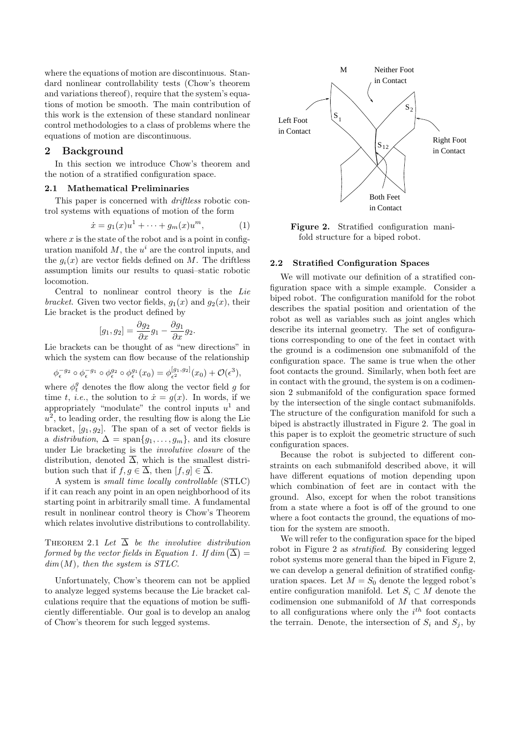where the equations of motion are discontinuous. Standard nonlinear controllability tests (Chow's theorem and variations thereof), require that the system's equations of motion be smooth. The main contribution of this work is the extension of these standard nonlinear control methodologies to a class of problems where the equations of motion are discontinuous.

## 2 Background

In this section we introduce Chow's theorem and the notion of a stratified configuration space.

### 2.1 Mathematical Preliminaries

This paper is concerned with *driftless* robotic control systems with equations of motion of the form

$$\dot{x} = g_1(x)u^1 + \cdots + g_m(x)u^m, \tag{1}$$

where $x$ is the state of the robot and is a point in configuration manifold $M$, the $u^i$ are the control inputs, and the $g_i(x)$ are vector fields defined on $M$. The driftless assumption limits our results to quasi–static robotic locomotion.

Central to nonlinear control theory is the *Lie bracket*. Given two vector fields, $g_1(x)$ and $g_2(x)$, their Lie bracket is the product defined by

$$[g_1, g_2] = \frac{\partial g_2}{\partial x} g_1 - \frac{\partial g_1}{\partial x} g_2.$$

Lie brackets can be thought of as "new directions" in which the system can flow because of the relationship

$$\phi_\epsilon^{-g_2} \circ \phi_\epsilon^{-g_1} \circ \phi_\epsilon^{g_2} \circ \phi_\epsilon^{g_1}(x_0) = \phi_{\epsilon^2}^{[g_1,g_2]}(x_0) + \mathcal{O}(\epsilon^3),$$

where $\phi_t^g$ denotes the flow along the vector field $g$ for time $t$, *i.e.*, the solution to $\dot{x} = g(x)$. In words, if we appropriately "modulate" the control inputs $u^1$ and $u^2$, to leading order, the resulting flow is along the Lie bracket, $[g_1, g_2]$. The span of a set of vector fields is a *distribution*, $\Delta = \text{span}\{g_1, \ldots, g_m\}$, and its closure under Lie bracketing is the *involutive closure* of the distribution, denoted $\overline{\Delta}$, which is the smallest distribution such that if $f, g \in \overline{\Delta}$, then $[f, g] \in \overline{\Delta}$.

A system is *small time locally controllable* (STLC) if it can reach any point in an open neighborhood of its starting point in arbitrarily small time. A fundamental result in nonlinear control theory is Chow's Theorem which relates involutive distributions to controllability.

THEOREM 2.1 *Let $\overline{\Delta}$ be the involutive distribution formed by the vector fields in Equation 1. If $dim\left(\overline{\Delta}\right) = dim(M)$, then the system is STLC.*

Unfortunately, Chow's theorem can not be applied to analyze legged systems because the Lie bracket calculations require that the equations of motion be sufficiently differentiable. Our goal is to develop an analog of Chow's theorem for such legged systems.

**Figure 2.** Stratified configuration manifold structure for a biped robot.

### 2.2 Stratified Configuration Spaces

We will motivate our definition of a stratified configuration space with a simple example. Consider a biped robot. The configuration manifold for the robot describes the spatial position and orientation of the robot as well as variables such as joint angles which describe its internal geometry. The set of configurations corresponding to one of the feet in contact with the ground is a codimension one submanifold of the configuration space. The same is true when the other foot contacts the ground. Similarly, when both feet are in contact with the ground, the system is on a codimension 2 submanifold of the configuration space formed by the intersection of the single contact submanifolds. The structure of the configuration manifold for such a biped is abstractly illustrated in Figure 2. The goal in this paper is to exploit the geometric structure of such configuration spaces.

Because the robot is subjected to different constraints on each submanifold described above, it will have different equations of motion depending upon which combination of feet are in contact with the ground. Also, except for when the robot transitions from a state where a foot is off of the ground to one where a foot contacts the ground, the equations of motion for the system are smooth.

We will refer to the configuration space for the biped robot in Figure 2 as *stratified*. By considering legged robot systems more general than the biped in Figure 2, we can develop a general definition of stratified configuration spaces. Let $M = S_0$ denote the legged robot's entire configuration manifold. Let $S_i \subset M$ denote the codimension one submanifold of $M$ that corresponds to all configurations where only the $i^{th}$ foot contacts the terrain. Denote, the intersection of $S_i$ and $S_j$, by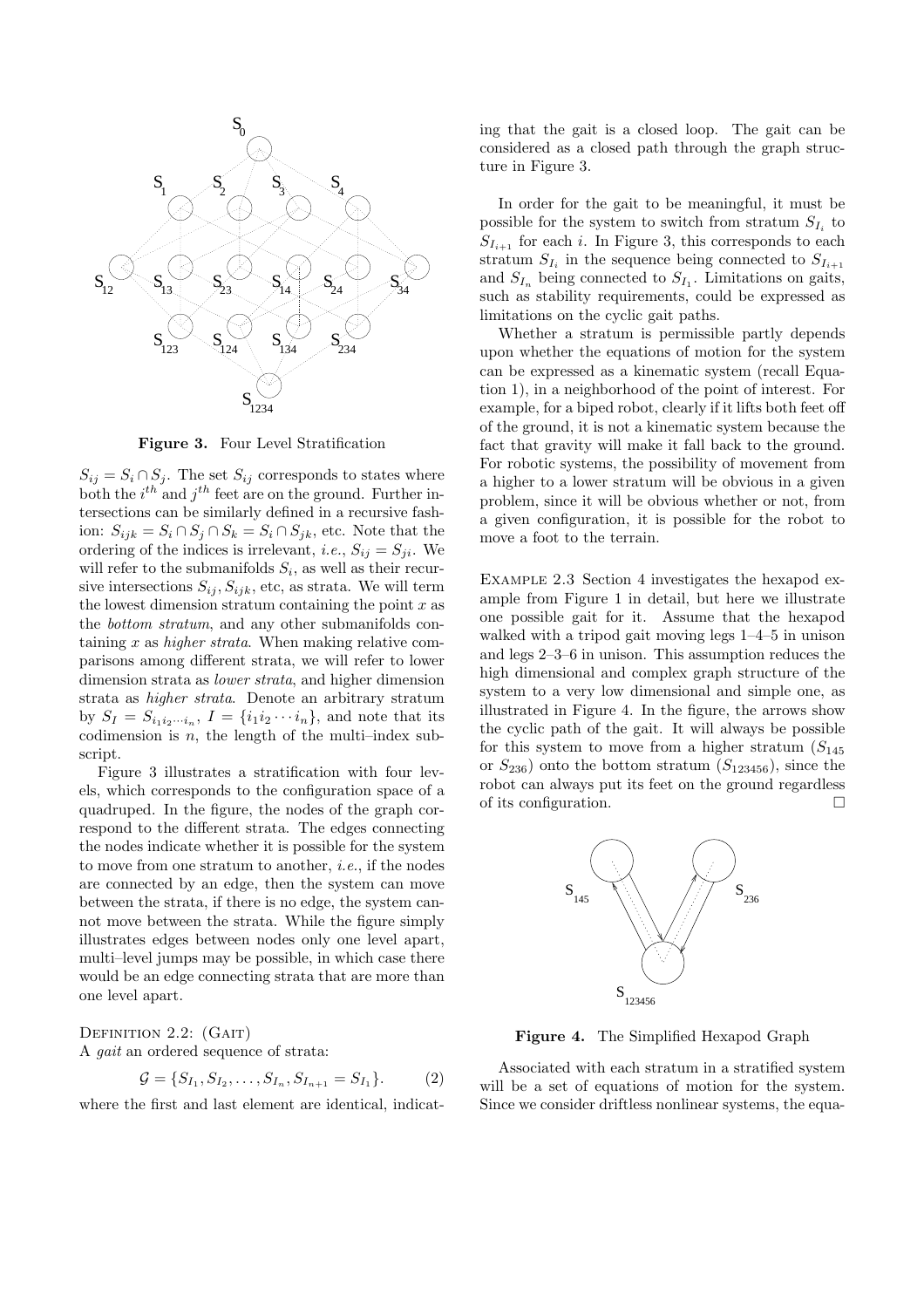**Figure 3.** Four Level Stratification

$S_{ij} = S_i \cap S_j$. The set $S_{ij}$ corresponds to states where both the $i^{th}$ and $j^{th}$ feet are on the ground. Further intersections can be similarly defined in a recursive fashion: $S_{ijk} = S_i \cap S_j \cap S_k = S_i \cap S_{jk}$, etc. Note that the ordering of the indices is irrelevant, *i.e.*, $S_{ij} = S_{ji}$. We will refer to the submanifolds $S_i$, as well as their recursive intersections $S_{ij}, S_{ijk}$, etc, as strata. We will term the lowest dimension stratum containing the point $x$ as the *bottom stratum*, and any other submanifolds containing $x$ as *higher strata*. When making relative comparisons among different strata, we will refer to lower dimension strata as *lower strata*, and higher dimension strata as *higher strata*. Denote an arbitrary stratum by $S_I = S_{i_1 i_2 \cdots i_n}$, $I = \{i_1 i_2 \cdots i_n\}$, and note that its codimension is $n$, the length of the multi–index subscript.

Figure 3 illustrates a stratification with four levels, which corresponds to the configuration space of a quadruped. In the figure, the nodes of the graph correspond to the different strata. The edges connecting the nodes indicate whether it is possible for the system to move from one stratum to another, *i.e.*, if the nodes are connected by an edge, then the system can move between the strata, if there is no edge, the system cannot move between the strata. While the figure simply illustrates edges between nodes only one level apart, multi–level jumps may be possible, in which case there would be an edge connecting strata that are more than one level apart.

Definition 2.2: (Gait)
A *gait* an ordered sequence of strata:

$$\mathcal{G} = \{S_{I_1}, S_{I_2}, \ldots, S_{I_n}, S_{I_{n+1}} = S_{I_1}\}. \qquad (2)$$

where the first and last element are identical, indicating that the gait is a closed loop. The gait can be considered as a closed path through the graph structure in Figure 3.

In order for the gait to be meaningful, it must be possible for the system to switch from stratum $S_{I_i}$ to $S_{I_{i+1}}$ for each $i$. In Figure 3, this corresponds to each stratum $S_{I_i}$ in the sequence being connected to $S_{I_{i+1}}$ and $S_{I_n}$ being connected to $S_{I_1}$. Limitations on gaits, such as stability requirements, could be expressed as limitations on the cyclic gait paths.

Whether a stratum is permissible partly depends upon whether the equations of motion for the system can be expressed as a kinematic system (recall Equation 1), in a neighborhood of the point of interest. For example, for a biped robot, clearly if it lifts both feet off of the ground, it is not a kinematic system because the fact that gravity will make it fall back to the ground. For robotic systems, the possibility of movement from a higher to a lower stratum will be obvious in a given problem, since it will be obvious whether or not, from a given configuration, it is possible for the robot to move a foot to the terrain.

Example 2.3 Section 4 investigates the hexapod example from Figure 1 in detail, but here we illustrate one possible gait for it. Assume that the hexapod walked with a tripod gait moving legs 1–4–5 in unison and legs 2–3–6 in unison. This assumption reduces the high dimensional and complex graph structure of the system to a very low dimensional and simple one, as illustrated in Figure 4. In the figure, the arrows show the cyclic path of the gait. It will always be possible for this system to move from a higher stratum ($S_{145}$ or $S_{236}$) onto the bottom stratum ($S_{123456}$), since the robot can always put its feet on the ground regardless of its configuration. □

**Figure 4.** The Simplified Hexapod Graph

Associated with each stratum in a stratified system will be a set of equations of motion for the system. Since we consider driftless nonlinear systems, the equa-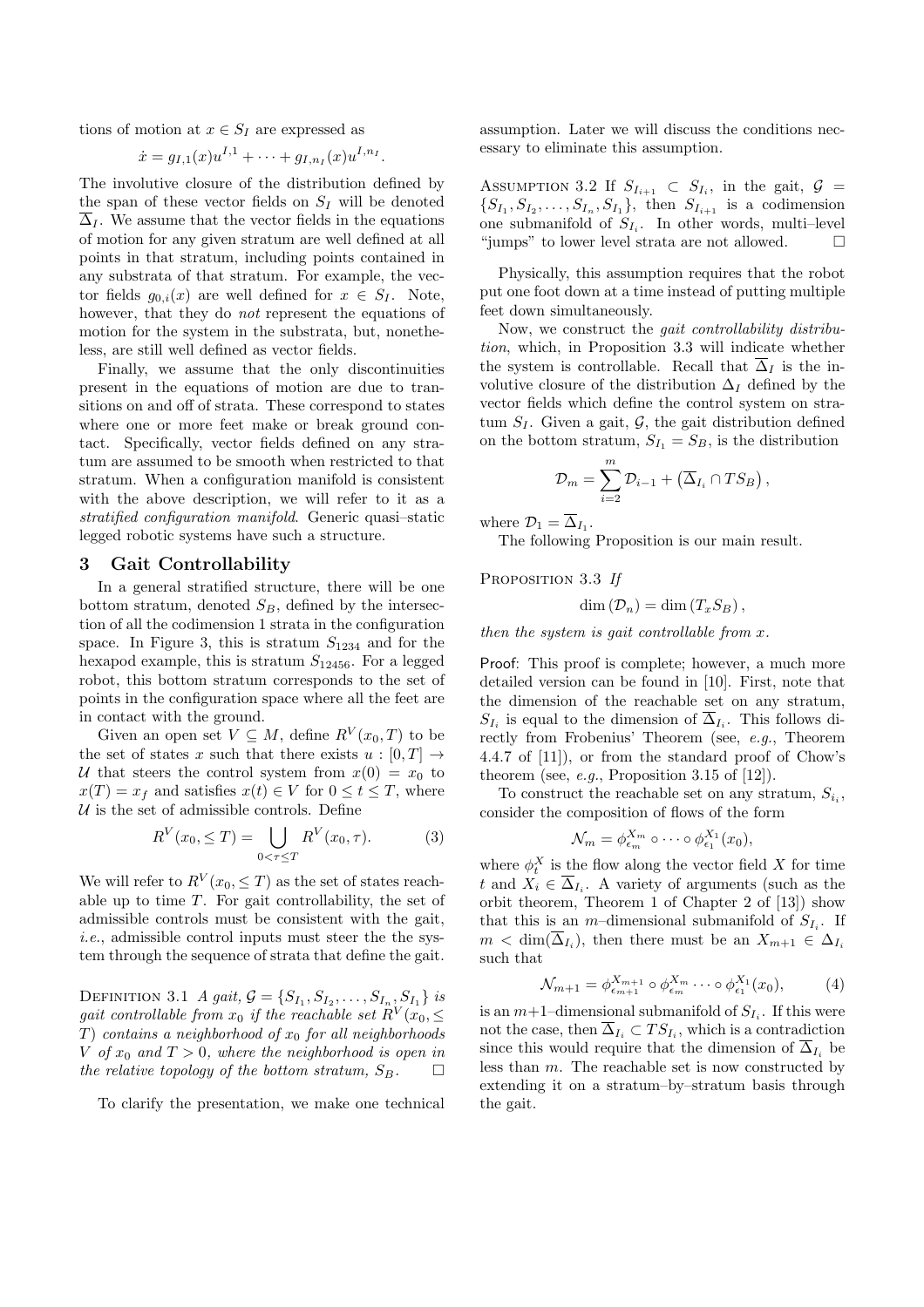tions of motion at $x \in S_I$ are expressed as

$$\dot{x} = g_{I,1}(x)u^{I,1} + \cdots + g_{I,n_I}(x)u^{I,n_I}.$$

The involutive closure of the distribution defined by the span of these vector fields on $S_I$ will be denoted $\overline{\Delta}_I$. We assume that the vector fields in the equations of motion for any given stratum are well defined at all points in that stratum, including points contained in any substrata of that stratum. For example, the vector fields $g_{0,i}(x)$ are well defined for $x \in S_I$. Note, however, that they do *not* represent the equations of motion for the system in the substrata, but, nonetheless, are still well defined as vector fields.

Finally, we assume that the only discontinuities present in the equations of motion are due to transitions on and off of strata. These correspond to states where one or more feet make or break ground contact. Specifically, vector fields defined on any stratum are assumed to be smooth when restricted to that stratum. When a configuration manifold is consistent with the above description, we will refer to it as a *stratified configuration manifold*. Generic quasi–static legged robotic systems have such a structure.

## 3 Gait Controllability

In a general stratified structure, there will be one bottom stratum, denoted $S_B$, defined by the intersection of all the codimension 1 strata in the configuration space. In Figure 3, this is stratum $S_{1234}$ and for the hexapod example, this is stratum $S_{12456}$. For a legged robot, this bottom stratum corresponds to the set of points in the configuration space where all the feet are in contact with the ground.

Given an open set $V \subseteq M$, define $R^V(x_0, T)$ to be the set of states $x$ such that there exists $u : [0, T] \to \mathcal{U}$ that steers the control system from $x(0) = x_0$ to $x(T) = x_f$ and satisfies $x(t) \in V$ for $0 \leq t \leq T$, where $\mathcal{U}$ is the set of admissible controls. Define

$$R^V(x_0, \leq T) = \bigcup_{0<\tau\leq T} R^V(x_0, \tau). \qquad (3)$$

We will refer to $R^V(x_0, \leq T)$ as the set of states reachable up to time $T$. For gait controllability, the set of admissible controls must be consistent with the gait, *i.e.*, admissible control inputs must steer the the system through the sequence of strata that define the gait.

Definition 3.1 *A gait, $\mathcal{G} = \{S_{I_1}, S_{I_2}, \ldots, S_{I_n}, S_{I_1}\}$ is gait controllable from $x_0$ if the reachable set $R^V(x_0, \leq T)$ contains a neighborhood of $x_0$ for all neighborhoods $V$ of $x_0$ and $T > 0$, where the neighborhood is open in the relative topology of the bottom stratum, $S_B$.* □

To clarify the presentation, we make one technical assumption. Later we will discuss the conditions necessary to eliminate this assumption.

Assumption 3.2 If $S_{I_{i+1}} \subset S_{I_i}$, in the gait, $\mathcal{G} = \{S_{I_1}, S_{I_2}, \ldots, S_{I_n}, S_{I_1}\}$, then $S_{I_{i+1}}$ is a codimension one submanifold of $S_{I_i}$. In other words, multi–level "jumps" to lower level strata are not allowed. □

Physically, this assumption requires that the robot put one foot down at a time instead of putting multiple feet down simultaneously.

Now, we construct the *gait controllability distribution*, which, in Proposition 3.3 will indicate whether the system is controllable. Recall that $\overline{\Delta}_I$ is the involutive closure of the distribution $\Delta_I$ defined by the vector fields which define the control system on stratum $S_I$. Given a gait, $\mathcal{G}$, the gait distribution defined on the bottom stratum, $S_{I_1} = S_B$, is the distribution

$$\mathcal{D}_m = \sum_{i=2}^{m} \mathcal{D}_{i-1} + \left(\overline{\Delta}_{I_i} \cap TS_B\right),$$

where $\mathcal{D}_1 = \overline{\Delta}_{I_1}$.

The following Proposition is our main result.

Proposition 3.3 *If*

$$\dim\left(\mathcal{D}_n\right) = \dim\left(T_x S_B\right),$$

*then the system is gait controllable from $x$.*

Proof: This proof is complete; however, a much more detailed version can be found in [10]. First, note that the dimension of the reachable set on any stratum, $S_{I_i}$ is equal to the dimension of $\overline{\Delta}_{I_i}$. This follows directly from Frobenius' Theorem (see, *e.g.*, Theorem 4.4.7 of [11]), or from the standard proof of Chow's theorem (see, *e.g.*, Proposition 3.15 of [12]).

To construct the reachable set on any stratum, $S_{i_i}$, consider the composition of flows of the form

$$\mathcal{N}_m = \phi^{X_m}_{\epsilon_m} \circ \cdots \circ \phi^{X_1}_{\epsilon_1}(x_0),$$

where $\phi^X_t$ is the flow along the vector field $X$ for time $t$ and $X_i \in \overline{\Delta}_{I_i}$. A variety of arguments (such as the orbit theorem, Theorem 1 of Chapter 2 of [13]) show that this is an $m$–dimensional submanifold of $S_{I_i}$. If $m < \dim(\overline{\Delta}_{I_i})$, then there must be an $X_{m+1} \in \Delta_{I_i}$ such that

$$\mathcal{N}_{m+1} = \phi^{X_{m+1}}_{\epsilon_{m+1}} \circ \phi^{X_m}_{\epsilon_m} \cdots \circ \phi^{X_1}_{\epsilon_1}(x_0), \qquad (4)$$

is an $m+1$–dimensional submanifold of $S_{I_i}$. If this were not the case, then $\overline{\Delta}_{I_i} \subset TS_{I_i}$, which is a contradiction since this would require that the dimension of $\overline{\Delta}_{I_i}$ be less than $m$. The reachable set is now constructed by extending it on a stratum–by–stratum basis through the gait.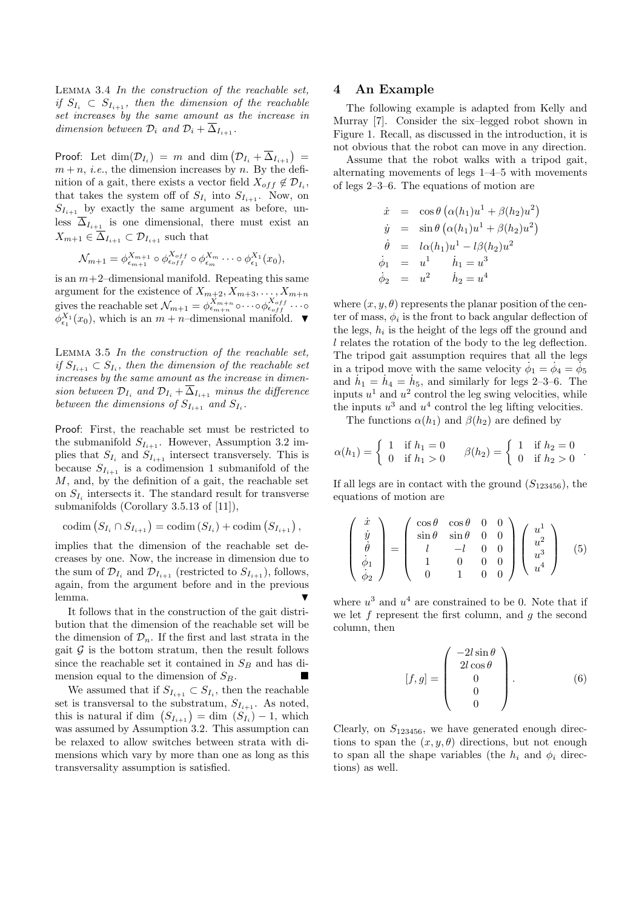**Lemma 3.4** *In the construction of the reachable set, if $S_{I_i} \subset S_{I_{i+1}}$, then the dimension of the reachable set increases by the same amount as the increase in dimension between $\mathcal{D}_i$ and $\mathcal{D}_i + \overline{\Delta}_{I_{i+1}}$.*

**Proof**: Let $\dim(\mathcal{D}_{I_i}) = m$ and $\dim\left(\mathcal{D}_{I_i} + \overline{\Delta}_{I_{i+1}}\right) = m+n$, *i.e.*, the dimension increases by $n$. By the definition of a gait, there exists a vector field $X_{off} \notin \mathcal{D}_{I_i}$, that takes the system off of $S_{I_i}$ into $S_{I_{i+1}}$. Now, on $S_{I_{i+1}}$ by exactly the same argument as before, unless $\overline{\Delta}_{I_{i+1}}$ is one dimensional, there must exist an $X_{m+1} \in \overline{\Delta}_{I_{i+1}} \subset \mathcal{D}_{I_{i+1}}$ such that

$$\mathcal{N}_{m+1} = \phi^{X_{m+1}}_{\epsilon_{m+1}} \circ \phi^{X_{off}}_{\epsilon_{off}} \circ \phi^{X_m}_{\epsilon_m} \cdots \circ \phi^{X_1}_{\epsilon_1}(x_0),$$

is an $m+2$–dimensional manifold. Repeating this same argument for the existence of $X_{m+2}, X_{m+3}, \ldots, X_{m+n}$ gives the reachable set $\mathcal{N}_{m+1} = \phi^{X_{m+n}}_{\epsilon_{m+n}} \circ \cdots \circ \phi^{X_{off}}_{\epsilon_{off}} \cdots \circ \phi^{X_1}_{\epsilon_1}(x_0)$, which is an $m+n$–dimensional manifold. ▼

**Lemma 3.5** *In the construction of the reachable set, if $S_{I_{i+1}} \subset S_{I_i}$, then the dimension of the reachable set increases by the same amount as the increase in dimension between $\mathcal{D}_{I_i}$ and $\mathcal{D}_{I_i} + \overline{\Delta}_{I_{i+1}}$ minus the difference between the dimensions of $S_{I_{i+1}}$ and $S_{I_i}$.*

**Proof**: First, the reachable set must be restricted to the submanifold $S_{I_{i+1}}$. However, Assumption 3.2 implies that $S_{I_i}$ and $S_{I_{i+1}}$ intersect transversely. This is because $S_{I_{i+1}}$ is a codimension 1 submanifold of the $M$, and, by the definition of a gait, the reachable set on $S_{I_i}$ intersects it. The standard result for transverse submanifolds (Corollary 3.5.13 of [11]),

$$\text{codim}\left(S_{I_i} \cap S_{I_{i+1}}\right) = \text{codim}\left(S_{I_i}\right) + \text{codim}\left(S_{I_{i+1}}\right),$$

implies that the dimension of the reachable set decreases by one. Now, the increase in dimension due to the sum of $\mathcal{D}_{I_i}$ and $\mathcal{D}_{I_{i+1}}$ (restricted to $S_{I_{i+1}}$), follows, again, from the argument before and in the previous lemma. ▼

It follows that in the construction of the gait distribution that the dimension of the reachable set will be the dimension of $\mathcal{D}_n$. If the first and last strata in the gait $\mathcal{G}$ is the bottom stratum, then the result follows since the reachable set it contained in $S_B$ and has dimension equal to the dimension of $S_B$. ■

We assumed that if $S_{I_{i+1}} \subset S_{I_i}$, then the reachable set is transversal to the substratum, $S_{I_{i+1}}$. As noted, this is natural if $\dim\left(S_{I_{i+1}}\right) = \dim\left(S_{I_i}\right) - 1$, which was assumed by Assumption 3.2. This assumption can be relaxed to allow switches between strata with dimensions which vary by more than one as long as this transversality assumption is satisfied.

# 4 An Example

The following example is adapted from Kelly and Murray [7]. Consider the six–legged robot shown in Figure 1. Recall, as discussed in the introduction, it is not obvious that the robot can move in any direction.

Assume that the robot walks with a tripod gait, alternating movements of legs 1–4–5 with movements of legs 2–3–6. The equations of motion are

$$\begin{aligned}
\dot{x} &= \cos\theta\left(\alpha(h_1)u^1 + \beta(h_2)u^2\right) \\
\dot{y} &= \sin\theta\left(\alpha(h_1)u^1 + \beta(h_2)u^2\right) \\
\dot{\theta} &= l\alpha(h_1)u^1 - l\beta(h_2)u^2 \\
\dot{\phi}_1 &= u^1 \qquad \dot{h}_1 = u^3 \\
\dot{\phi}_2 &= u^2 \qquad \dot{h}_2 = u^4
\end{aligned}$$

where $(x, y, \theta)$ represents the planar position of the center of mass, $\phi_i$ is the front to back angular deflection of the legs, $h_i$ is the height of the legs off the ground and $l$ relates the rotation of the body to the leg deflection. The tripod gait assumption requires that all the legs in a tripod move with the same velocity $\dot{\phi}_1 = \dot{\phi}_4 = \dot{\phi}_5$ and $\dot{h}_1 = \dot{h}_4 = \dot{h}_5$, and similarly for legs 2–3–6. The inputs $u^1$ and $u^2$ control the leg swing velocities, while the inputs $u^3$ and $u^4$ control the leg lifting velocities.

The functions $\alpha(h_1)$ and $\beta(h_2)$ are defined by

$$\alpha(h_1) = \begin{cases} 1 & \text{if } h_1 = 0 \\ 0 & \text{if } h_1 > 0 \end{cases} \qquad \beta(h_2) = \begin{cases} 1 & \text{if } h_2 = 0 \\ 0 & \text{if } h_2 > 0 \end{cases}.$$

If all legs are in contact with the ground ($S_{123456}$), the equations of motion are

$$\begin{pmatrix} \dot{x} \\ \dot{y} \\ \dot{\theta} \\ \dot{\phi}_1 \\ \dot{\phi}_2 \end{pmatrix} = \begin{pmatrix} \cos\theta & \cos\theta & 0 & 0 \\ \sin\theta & \sin\theta & 0 & 0 \\ l & -l & 0 & 0 \\ 1 & 0 & 0 & 0 \\ 0 & 1 & 0 & 0 \end{pmatrix} \begin{pmatrix} u^1 \\ u^2 \\ u^3 \\ u^4 \end{pmatrix} \tag{5}$$

where $u^3$ and $u^4$ are constrained to be 0. Note that if we let $f$ represent the first column, and $g$ the second column, then

$$[f, g] = \begin{pmatrix} -2l\sin\theta \\ 2l\cos\theta \\ 0 \\ 0 \\ 0 \end{pmatrix}. \tag{6}$$

Clearly, on $S_{123456}$, we have generated enough directions to span the $(x, y, \theta)$ directions, but not enough to span all the shape variables (the $h_i$ and $\phi_i$ directions) as well.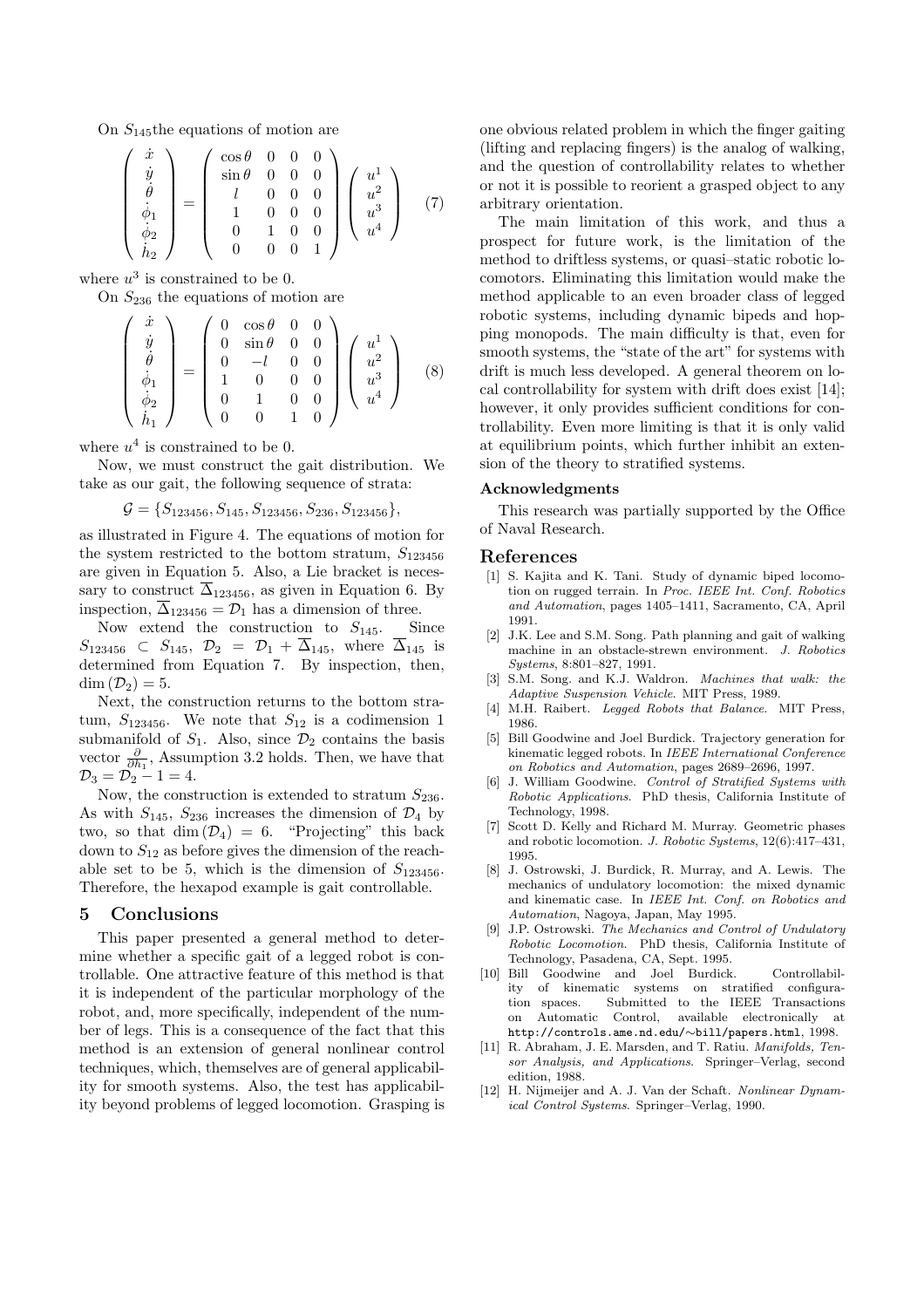On $S_{145}$ the equations of motion are

$$\begin{pmatrix} \dot{x} \\ \dot{y} \\ \dot{\theta} \\ \dot{\phi}_1 \\ \dot{\phi}_2 \\ \dot{h}_2 \end{pmatrix} = \begin{pmatrix} \cos\theta & 0 & 0 & 0 \\ \sin\theta & 0 & 0 & 0 \\ l & 0 & 0 & 0 \\ 1 & 0 & 0 & 0 \\ 0 & 1 & 0 & 0 \\ 0 & 0 & 0 & 1 \end{pmatrix} \begin{pmatrix} u^1 \\ u^2 \\ u^3 \\ u^4 \end{pmatrix} \tag{7}$$

where $u^3$ is constrained to be 0.

On $S_{236}$ the equations of motion are

$$\begin{pmatrix} \dot{x} \\ \dot{y} \\ \dot{\theta} \\ \dot{\phi}_1 \\ \dot{\phi}_2 \\ \dot{h}_1 \end{pmatrix} = \begin{pmatrix} 0 & \cos\theta & 0 & 0 \\ 0 & \sin\theta & 0 & 0 \\ 0 & -l & 0 & 0 \\ 1 & 0 & 0 & 0 \\ 0 & 1 & 0 & 0 \\ 0 & 0 & 1 & 0 \end{pmatrix} \begin{pmatrix} u^1 \\ u^2 \\ u^3 \\ u^4 \end{pmatrix} \tag{8}$$

where $u^4$ is constrained to be 0.

Now, we must construct the gait distribution. We take as our gait, the following sequence of strata:

$$\mathcal{G} = \{S_{123456}, S_{145}, S_{123456}, S_{236}, S_{123456}\},$$

as illustrated in Figure 4. The equations of motion for the system restricted to the bottom stratum, $S_{123456}$ are given in Equation 5. Also, a Lie bracket is necessary to construct $\overline{\Delta}_{123456}$, as given in Equation 6. By inspection, $\overline{\Delta}_{123456} = \mathcal{D}_1$ has a dimension of three.

Now extend the construction to $S_{145}$. Since $S_{123456} \subset S_{145}$, $\mathcal{D}_2 = \mathcal{D}_1 + \overline{\Delta}_{145}$, where $\overline{\Delta}_{145}$ is determined from Equation 7. By inspection, then, $\dim(\mathcal{D}_2) = 5$.

Next, the construction returns to the bottom stratum, $S_{123456}$. We note that $S_{12}$ is a codimension 1 submanifold of $S_1$. Also, since $\mathcal{D}_2$ contains the basis vector $\frac{\partial}{\partial h_1}$, Assumption 3.2 holds. Then, we have that $\mathcal{D}_3 = \mathcal{D}_2 - 1 = 4$.

Now, the construction is extended to stratum $S_{236}$. As with $S_{145}$, $S_{236}$ increases the dimension of $\mathcal{D}_4$ by two, so that $\dim(\mathcal{D}_4) = 6$. "Projecting" this back down to $S_{12}$ as before gives the dimension of the reachable set to be 5, which is the dimension of $S_{123456}$. Therefore, the hexapod example is gait controllable.

## 5 Conclusions

This paper presented a general method to determine whether a specific gait of a legged robot is controllable. One attractive feature of this method is that it is independent of the particular morphology of the robot, and, more specifically, independent of the number of legs. This is a consequence of the fact that this method is an extension of general nonlinear control techniques, which, themselves are of general applicability for smooth systems. Also, the test has applicability beyond problems of legged locomotion. Grasping is one obvious related problem in which the finger gaiting (lifting and replacing fingers) is the analog of walking, and the question of controllability relates to whether or not it is possible to reorient a grasped object to any arbitrary orientation.

The main limitation of this work, and thus a prospect for future work, is the limitation of the method to driftless systems, or quasi–static robotic locomotors. Eliminating this limitation would make the method applicable to an even broader class of legged robotic systems, including dynamic bipeds and hopping monopods. The main difficulty is that, even for smooth systems, the "state of the art" for systems with drift is much less developed. A general theorem on local controllability for system with drift does exist [14]; however, it only provides sufficient conditions for controllability. Even more limiting is that it is only valid at equilibrium points, which further inhibit an extension of the theory to stratified systems.

### Acknowledgments

This research was partially supported by the Office of Naval Research.

## References

[1] S. Kajita and K. Tani. Study of dynamic biped locomotion on rugged terrain. In *Proc. IEEE Int. Conf. Robotics and Automation*, pages 1405–1411, Sacramento, CA, April 1991.

[2] J.K. Lee and S.M. Song. Path planning and gait of walking machine in an obstacle-strewn environment. *J. Robotics Systems*, 8:801–827, 1991.

[3] S.M. Song. and K.J. Waldron. *Machines that walk: the Adaptive Suspension Vehicle*. MIT Press, 1989.

[4] M.H. Raibert. *Legged Robots that Balance*. MIT Press, 1986.

[5] Bill Goodwine and Joel Burdick. Trajectory generation for kinematic legged robots. In *IEEE International Conference on Robotics and Automation*, pages 2689–2696, 1997.

[6] J. William Goodwine. *Control of Stratified Systems with Robotic Applications*. PhD thesis, California Institute of Technology, 1998.

[7] Scott D. Kelly and Richard M. Murray. Geometric phases and robotic locomotion. *J. Robotic Systems*, 12(6):417–431, 1995.

[8] J. Ostrowski, J. Burdick, R. Murray, and A. Lewis. The mechanics of undulatory locomotion: the mixed dynamic and kinematic case. In *IEEE Int. Conf. on Robotics and Automation*, Nagoya, Japan, May 1995.

[9] J.P. Ostrowski. *The Mechanics and Control of Undulatory Robotic Locomotion*. PhD thesis, California Institute of Technology, Pasadena, CA, Sept. 1995.

[10] Bill Goodwine and Joel Burdick. Controllability of kinematic systems on stratified configuration spaces. Submitted to the IEEE Transactions on Automatic Control, available electronically at `http://controls.ame.nd.edu/~bill/papers.html`, 1998.

[11] R. Abraham, J. E. Marsden, and T. Ratiu. *Manifolds, Tensor Analysis, and Applications*. Springer–Verlag, second edition, 1988.

[12] H. Nijmeijer and A. J. Van der Schaft. *Nonlinear Dynamical Control Systems*. Springer–Verlag, 1990.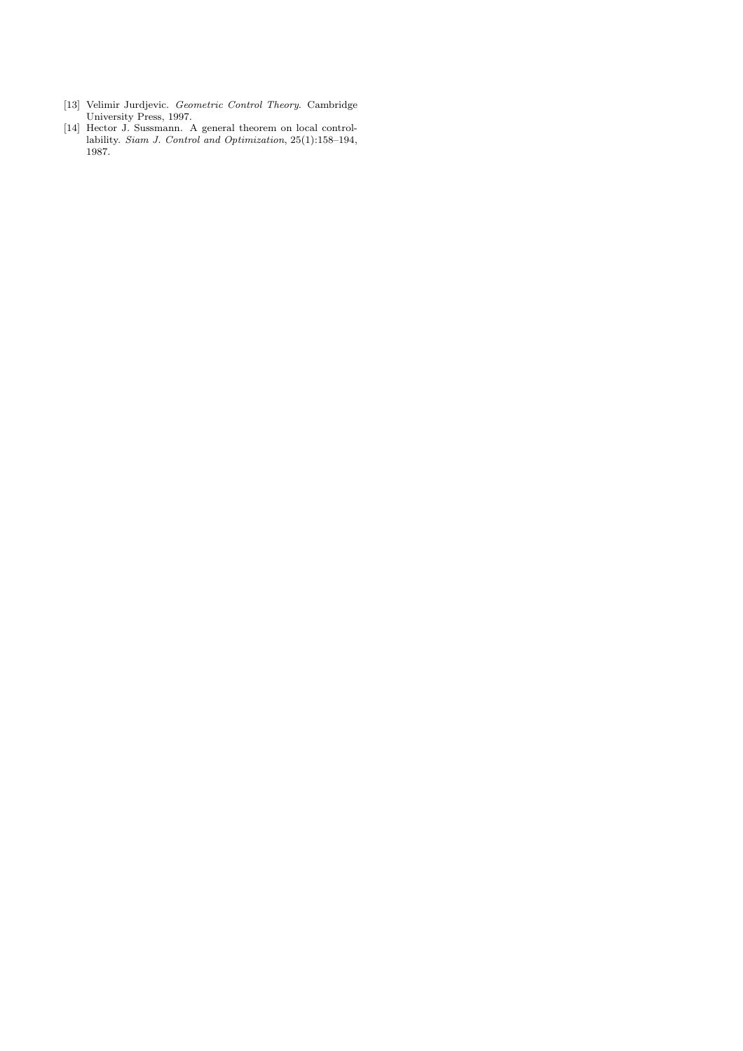[13] Velimir Jurdjevic. *Geometric Control Theory*. Cambridge University Press, 1997.

[14] Hector J. Sussmann. A general theorem on local controllability. *Siam J. Control and Optimization*, 25(1):158–194, 1987.